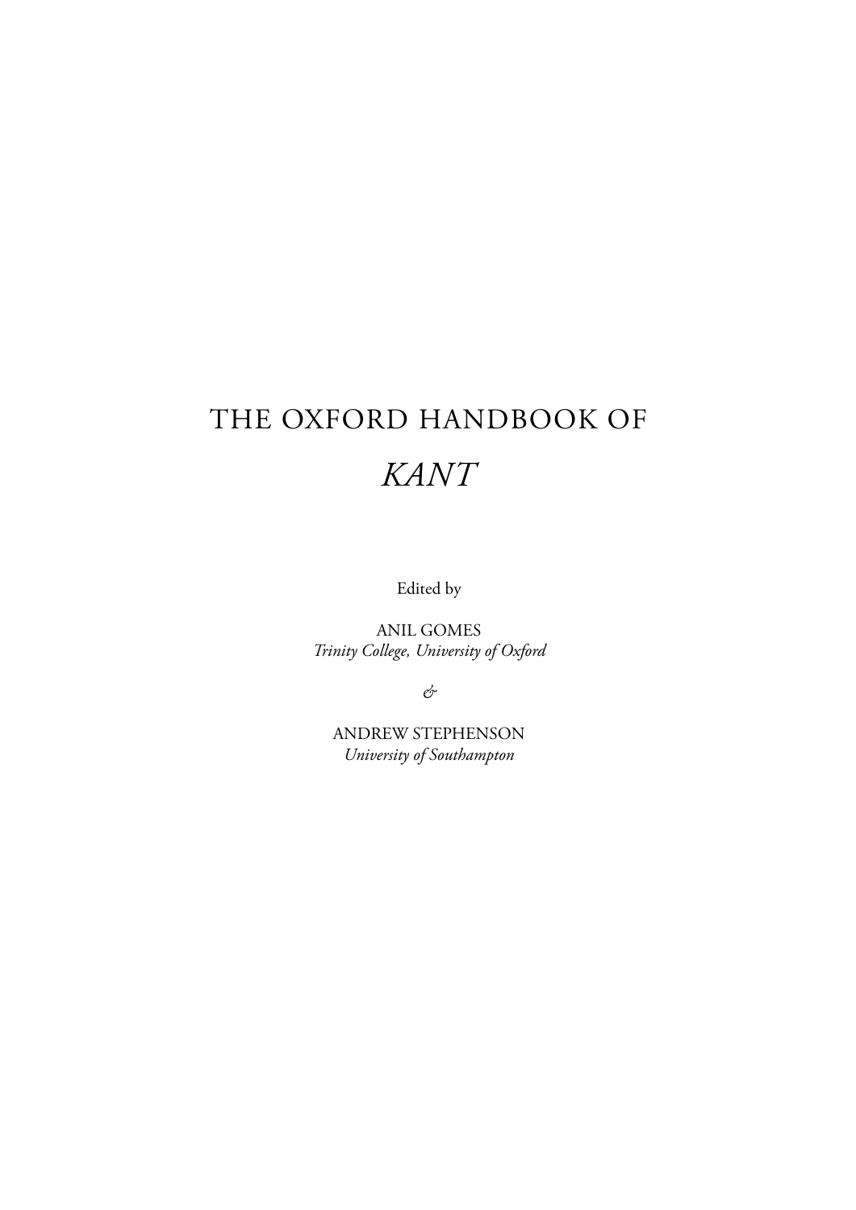# THE OXFORD HANDBOOK OF *KANT*

Edited by

ANIL GOMES
*Trinity College, University of Oxford*

*&*

ANDREW STEPHENSON
*University of Southampton*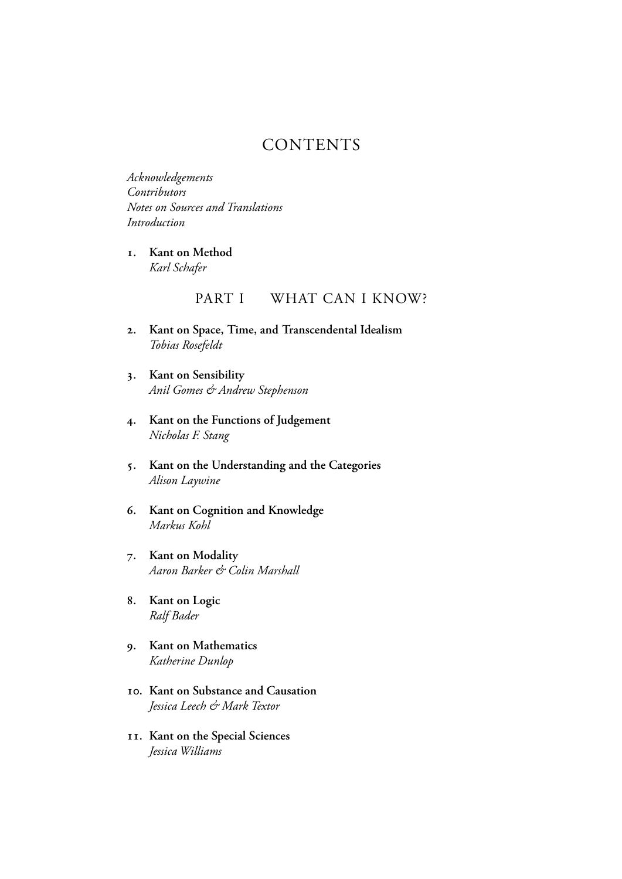# CONTENTS

*Acknowledgements*
*Contributors*
*Notes on Sources and Translations*
*Introduction*

1. **Kant on Method**
   *Karl Schafer*

## PART I WHAT CAN I KNOW?

2. **Kant on Space, Time, and Transcendental Idealism**
   *Tobias Rosefeldt*

3. **Kant on Sensibility**
   *Anil Gomes & Andrew Stephenson*

4. **Kant on the Functions of Judgement**
   *Nicholas F. Stang*

5. **Kant on the Understanding and the Categories**
   *Alison Laywine*

6. **Kant on Cognition and Knowledge**
   *Markus Kohl*

7. **Kant on Modality**
   *Aaron Barker & Colin Marshall*

8. **Kant on Logic**
   *Ralf Bader*

9. **Kant on Mathematics**
   *Katherine Dunlop*

10. **Kant on Substance and Causation**
    *Jessica Leech & Mark Textor*

11. **Kant on the Special Sciences**
    *Jessica Williams*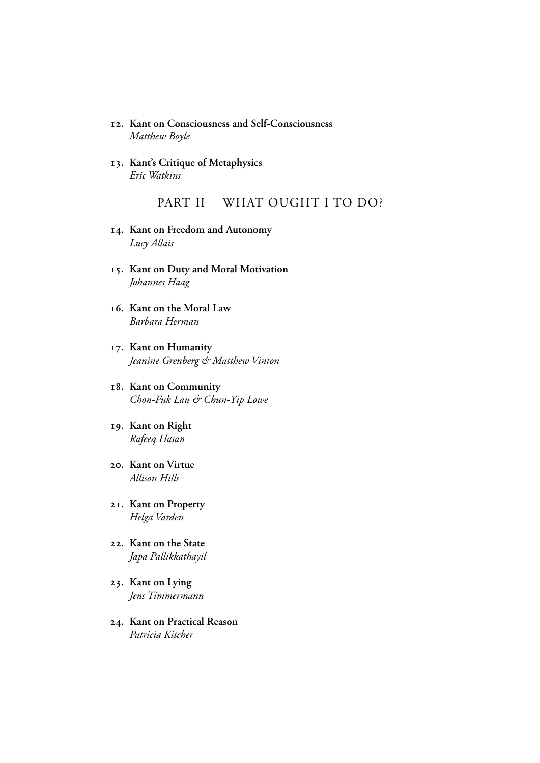12. **Kant on Consciousness and Self-Consciousness**
 *Matthew Boyle*

13. **Kant's Critique of Metaphysics**
 *Eric Watkins*

## PART II WHAT OUGHT I TO DO?

14. **Kant on Freedom and Autonomy**
 *Lucy Allais*

15. **Kant on Duty and Moral Motivation**
 *Johannes Haag*

16. **Kant on the Moral Law**
 *Barbara Herman*

17. **Kant on Humanity**
 *Jeanine Grenberg & Matthew Vinton*

18. **Kant on Community**
 *Chon-Fuk Lau & Chun-Yip Lowe*

19. **Kant on Right**
 *Rafeeq Hasan*

20. **Kant on Virtue**
 *Allison Hills*

21. **Kant on Property**
 *Helga Varden*

22. **Kant on the State**
 *Japa Pallikkathayil*

23. **Kant on Lying**
 *Jens Timmermann*

24. **Kant on Practical Reason**
 *Patricia Kitcher*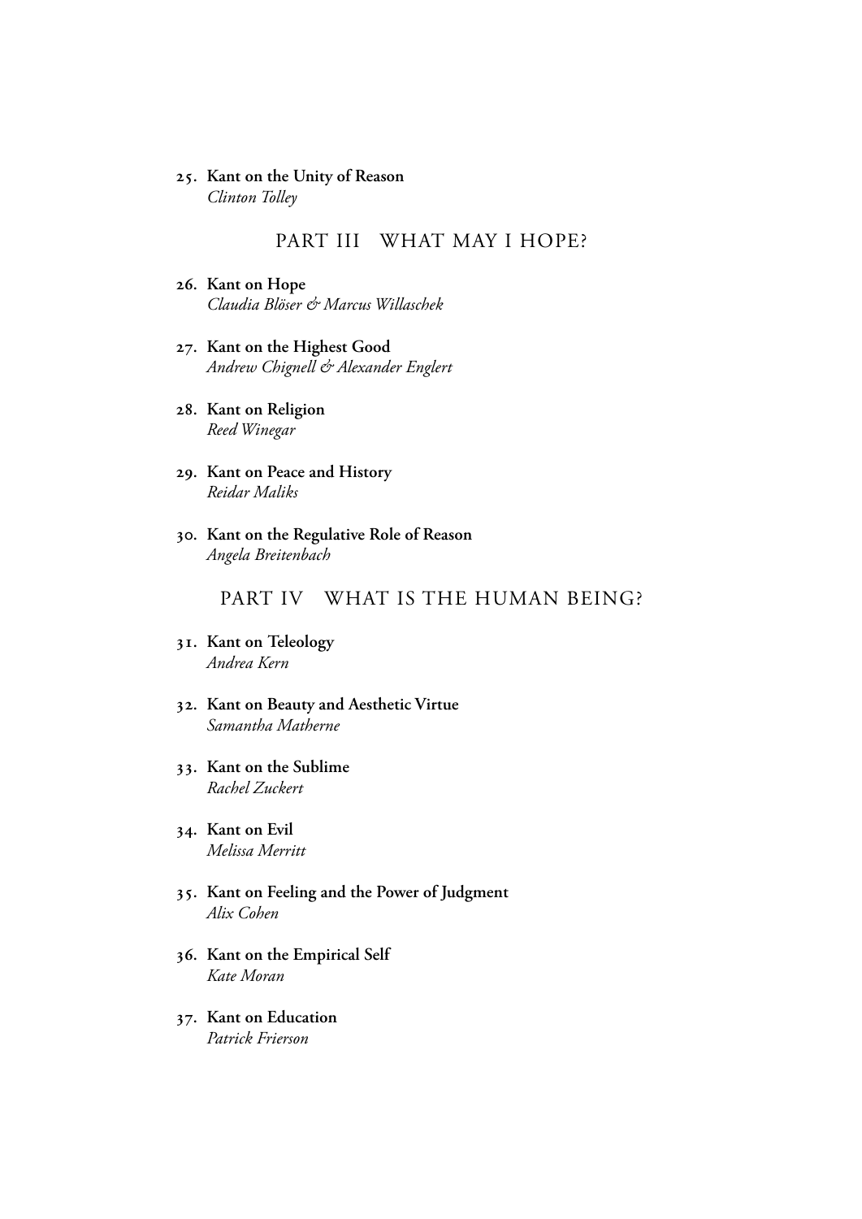25. **Kant on the Unity of Reason**
    *Clinton Tolley*

## PART III WHAT MAY I HOPE?

26. **Kant on Hope**
    *Claudia Blöser & Marcus Willaschek*

27. **Kant on the Highest Good**
    *Andrew Chignell & Alexander Englert*

28. **Kant on Religion**
    *Reed Winegar*

29. **Kant on Peace and History**
    *Reidar Maliks*

30. **Kant on the Regulative Role of Reason**
    *Angela Breitenbach*

## PART IV WHAT IS THE HUMAN BEING?

31. **Kant on Teleology**
    *Andrea Kern*

32. **Kant on Beauty and Aesthetic Virtue**
    *Samantha Matherne*

33. **Kant on the Sublime**
    *Rachel Zuckert*

34. **Kant on Evil**
    *Melissa Merritt*

35. **Kant on Feeling and the Power of Judgment**
    *Alix Cohen*

36. **Kant on the Empirical Self**
    *Kate Moran*

37. **Kant on Education**
    *Patrick Frierson*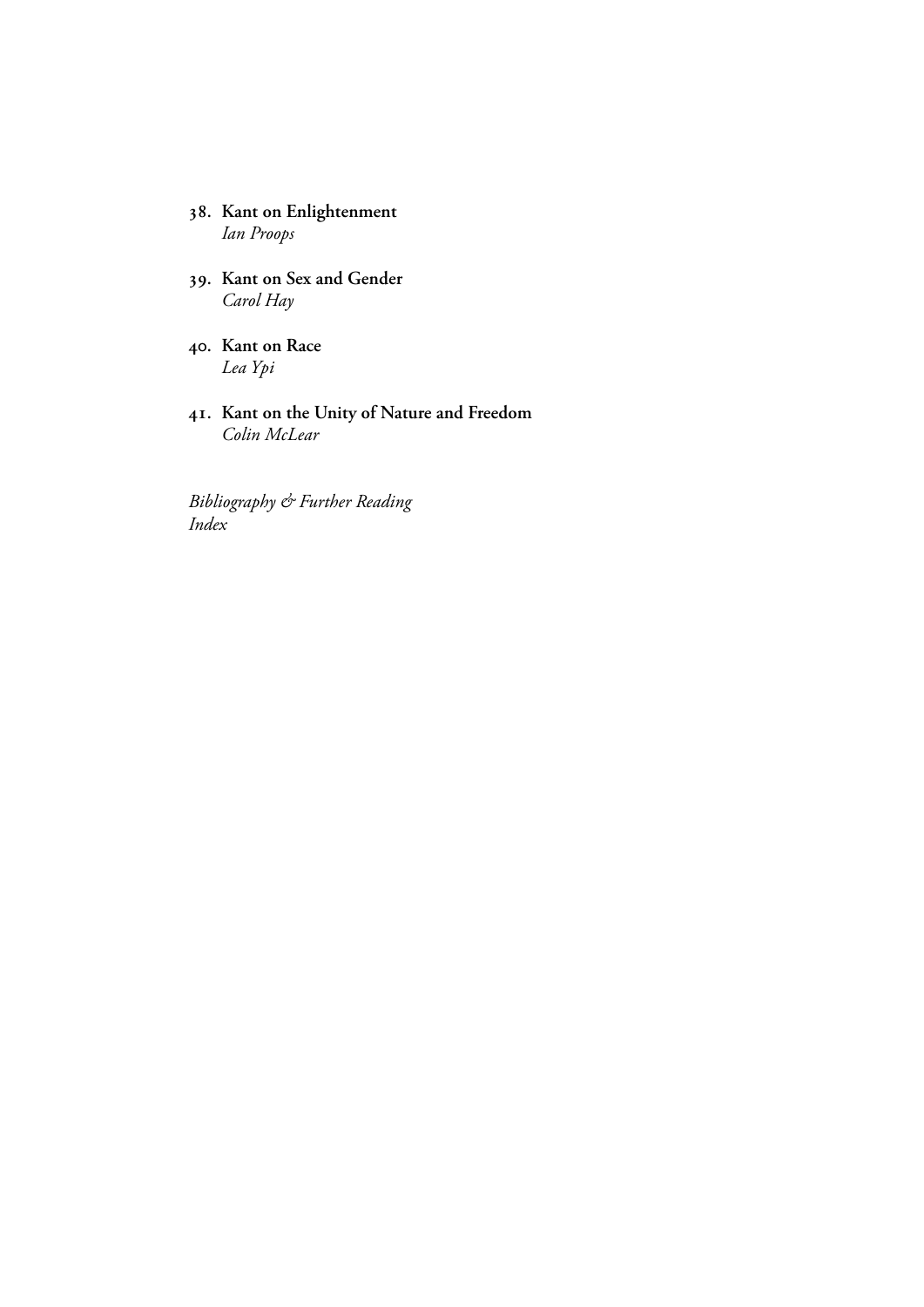38. **Kant on Enlightenment**
    *Ian Proops*

39. **Kant on Sex and Gender**
    *Carol Hay*

40. **Kant on Race**
    *Lea Ypi*

41. **Kant on the Unity of Nature and Freedom**
    *Colin McLear*

*Bibliography & Further Reading*
*Index*